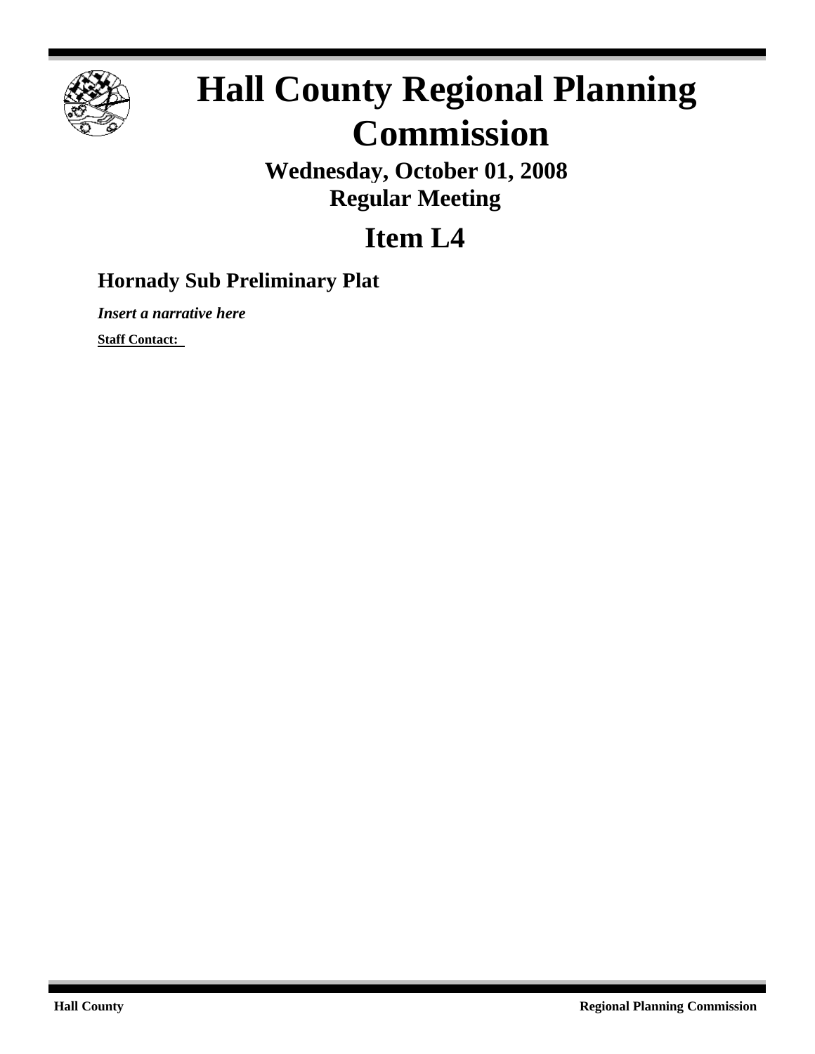# Hall County Regional Planning Commission

**Wednesday, October 01, 2008**
**Regular Meeting**

## Item L4

### Hornady Sub Preliminary Plat

***Insert a narrative here***

**Staff Contact:**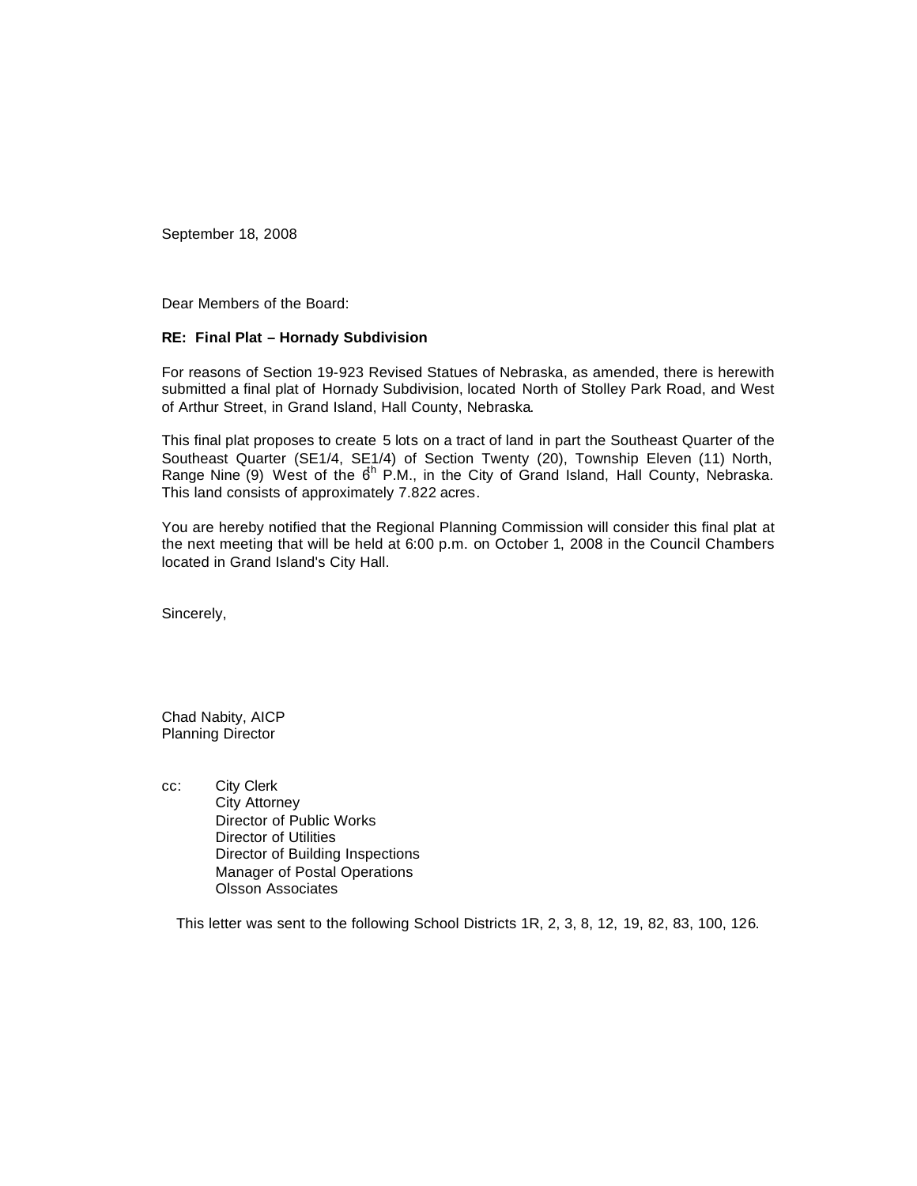September 18, 2008

Dear Members of the Board:

**RE: Final Plat – Hornady Subdivision**

For reasons of Section 19-923 Revised Statues of Nebraska, as amended, there is herewith submitted a final plat of Hornady Subdivision, located North of Stolley Park Road, and West of Arthur Street, in Grand Island, Hall County, Nebraska.

This final plat proposes to create 5 lots on a tract of land in part the Southeast Quarter of the Southeast Quarter (SE1/4, SE1/4) of Section Twenty (20), Township Eleven (11) North, Range Nine (9) West of the 6th P.M., in the City of Grand Island, Hall County, Nebraska. This land consists of approximately 7.822 acres.

You are hereby notified that the Regional Planning Commission will consider this final plat at the next meeting that will be held at 6:00 p.m. on October 1, 2008 in the Council Chambers located in Grand Island's City Hall.

Sincerely,

Chad Nabity, AICP
Planning Director

cc: City Clerk
City Attorney
Director of Public Works
Director of Utilities
Director of Building Inspections
Manager of Postal Operations
Olsson Associates

This letter was sent to the following School Districts 1R, 2, 3, 8, 12, 19, 82, 83, 100, 126.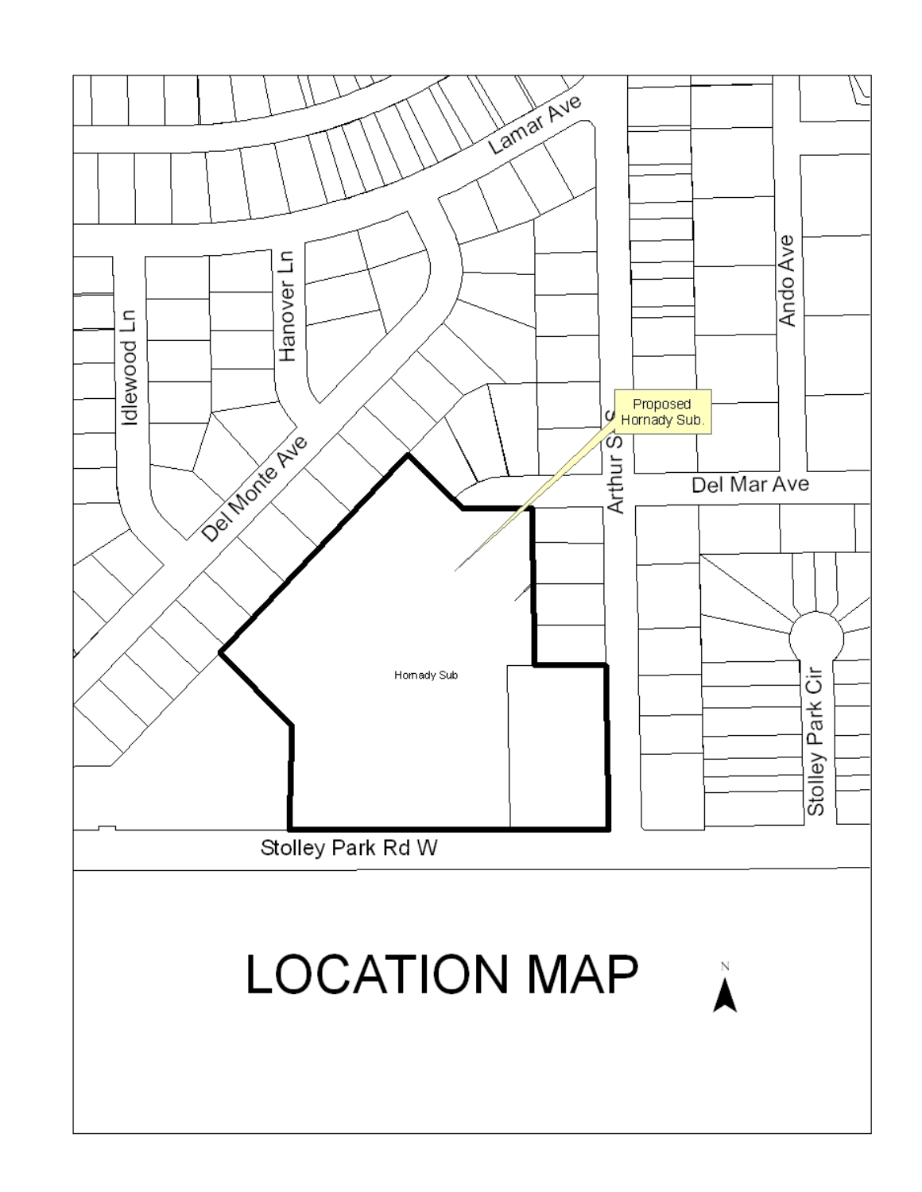# LOCATION MAP

Lamar Ave

Idlewood Ln

Hanover Ln

Del Monte Ave

Arthur St

Ando Ave

Del Mar Ave

Proposed Hornady Sub.

Hornady Sub

Stolley Park Cir

Stolley Park Rd W

N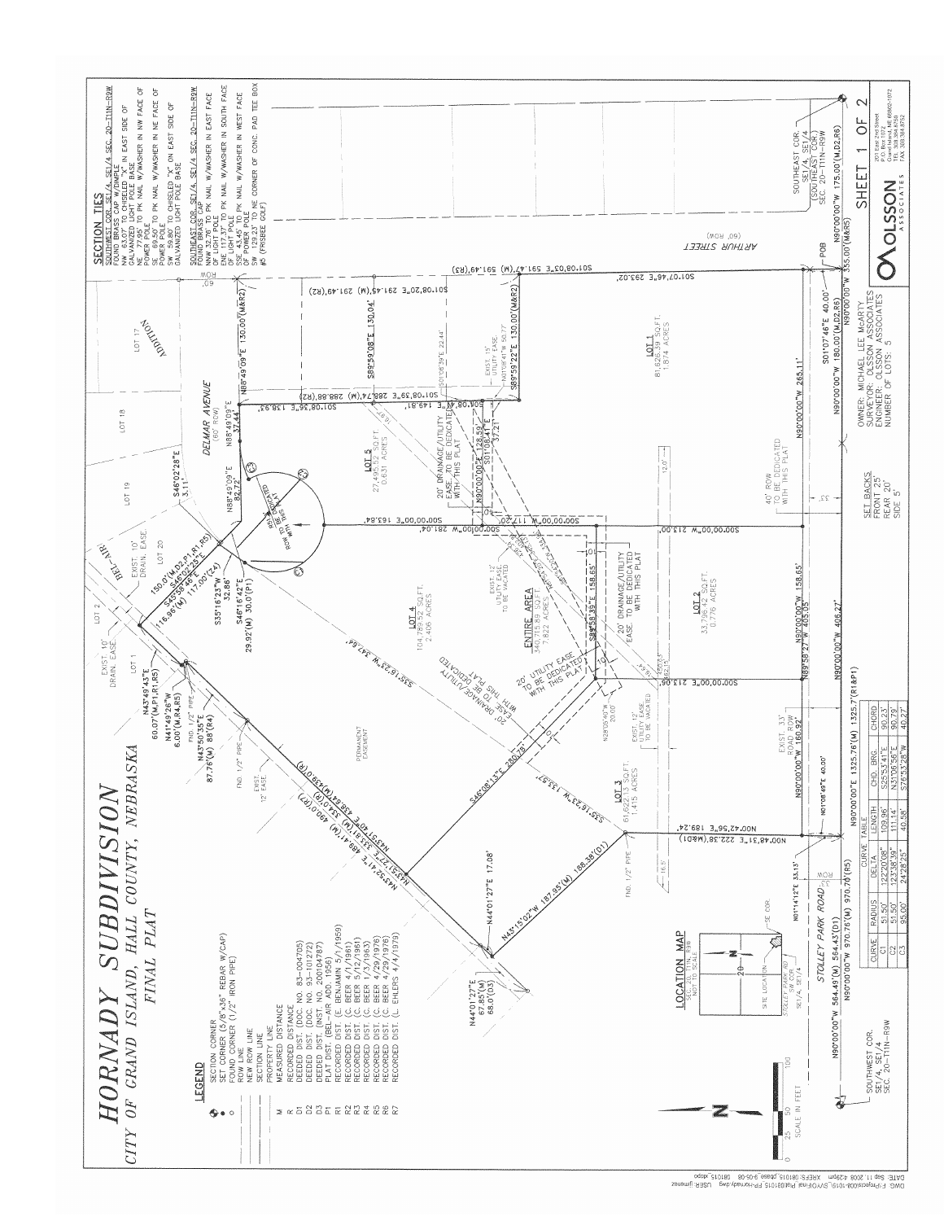# HORNADY SUBDIVISION

## CITY OF GRAND ISLAND, HALL COUNTY, NEBRASKA

## FINAL PLAT

### LEGEND

- SECTION CORNER
- SET CORNER (5/8"x36" REBAR W/CAP)
- FOUND CORNER (1/2" IRON PIPE)
- ROW LINE
- NEW ROW LINE
- SECTION LINE
- PROPERTY LINE

| | |
|---|---|
| M | MEASURED DISTANCE |
| R | RECORDED DISTANCE |
| D1 | DEEDED DIST. (DOC. NO. 83-004705) |
| D2 | DEEDED DIST. (DOC. NO. 93-101272) |
| D3 | DEEDED DIST. (INST. NO. 200104787) |
| P1 | PLAT DIST. (BEL-AIR ADD. 1956) |
| R1 | RECORDED DIST. (E. BENJAMIN 5/1/1959) |
| R2 | RECORDED DIST. (C. BEER 4/1/1961) |
| R3 | RECORDED DIST. (C. BEER 5/12/1961) |
| R4 | RECORDED DIST. (C. BEER 1/3/1963) |
| R5 | RECORDED DIST. (C. BEER 4/29/1976) |
| R6 | RECORDED DIST. (C. BEER 4/29/1976) |
| R7 | RECORDED DIST. (L. EHLERS 4/4/1979) |

### SECTION TIES

**SOUTHWEST COR., SE1/4, SEC. 20-T11N-R9W**
FOUND BRASS CAP W/DIMPLE
NW 63.07' TO CHISELED "X" IN EAST SIDE OF GALVANIZED LIGHT POLE BASE
NE 77.95' TO PK NAIL W/WASHER IN NW FACE OF POWER POLE
SE 69.50' TO PK NAIL W/WASHER IN NE FACE OF POWER POLE
SW 59.80' TO CHISELED "X" ON EAST SIDE OF GALVANIZED LIGHT POLE BASE

**SOUTHEAST COR., SE1/4, SEC. 20-T11N-R9W**
FOUND BRASS CAP
NNW 32.76' TO PK NAIL W/WASHER IN EAST FACE OF LIGHT POLE
ENE 117.37' TO PK NAIL W/WASHER IN SOUTH FACE OF LIGHT POLE
SSE 43.45' TO PK NAIL W/WASHER IN WEST FACE OF POWER POLE
SW 129.23' TO NE CORNER OF CONC. PAD TEE BOX #5 (FRISBEE GOLF)

### CURVE TABLE

| CURVE | RADIUS | DELTA | LENGTH | CHD. BRG. | CHORD |
|---|---|---|---|---|---|
| C1 | 51.50' | 122°20'08" | 109.96' | S25°53'41"E | 90.23' |
| C2 | 51.50' | 123°38'39" | 111.14' | N31°06'56"E | 90.79' |
| C3 | 95.00' | 24°28'25" | 40.58' | S76°53'28"W | 40.27' |

### SET BACKS

FRONT 25'
REAR 20'
SIDE 5'

OWNER: MICHAEL LEE McARTY
SURVEYOR: OLSSON ASSOCIATES
ENGINEER: OLSSON ASSOCIATES
NUMBER OF LOTS: 5

LOT 1 — 81,626.39 SQ.FT. 1.874 ACRES
LOT 2 — 33,796.42 SQ.FT. 0.776 ACRES
LOT 3 — 61,622.13 SQ.FT. 1.415 ACRES
LOT 4 — 104,789.52 SQ.FT. 2.406 ACRES
LOT 5 — 27,469.52 SQ.FT. 0.631 ACRES
ENTIRE AREA — 340,215.89 SQ.FT. 7.822 ACRES

DELMAR AVENUE (60' ROW)
ARTHUR STREET (60' ROW)
STOLLEY PARK ROAD
BEL-AIR ADDITION

20' DRAINAGE/UTILITY EASE. TO BE DEDICATED WITH THIS PLAT
20' UTILITY EASE. TO BE DEDICATED WITH THIS PLAT
40' ROW TO BE DEDICATED WITH THIS PLAT
EXIST. 12' UTILITY EASE. TO BE VACATED
EXIST. 33' ROAD ROW
EXIST. 10' DRAIN. EASE.
EXIST. 12' EASE.
PERMANENT EASEMENT
ROW TO BE VACATED

SOUTHWEST COR. SE1/4, SE1/4 SEC. 20-T11N-R9W
SOUTHEAST COR. SE1/4, SE1/4 (SOUTHEAST COR.) SEC. 20-T11N-R9W
POB

N90°00'00"E 1325.76'(M) 1325.7'(R1&P1)
N90°00'00"W 564.49'(M) 564.43'(D1)
N90°00'00"W 970.76'(M) 970.70'(R5)
N90°00'00"W 355.00'(M&R5)
N90°00'00"W 175.00'(M,D2,R6)
N90°00'00"W 180.00'(M,D2,R6)

### LOCATION MAP

SEC. 20, T11N, R9W
NOT TO SCALE

SCALE IN FEET: 0 25 50 100

OLSSON ASSOCIATES
201 East 2nd Street
P.O. Box 1072
Grand Island, NE 68802-1072
TEL 308.384.8750
FAX 308.384.8752